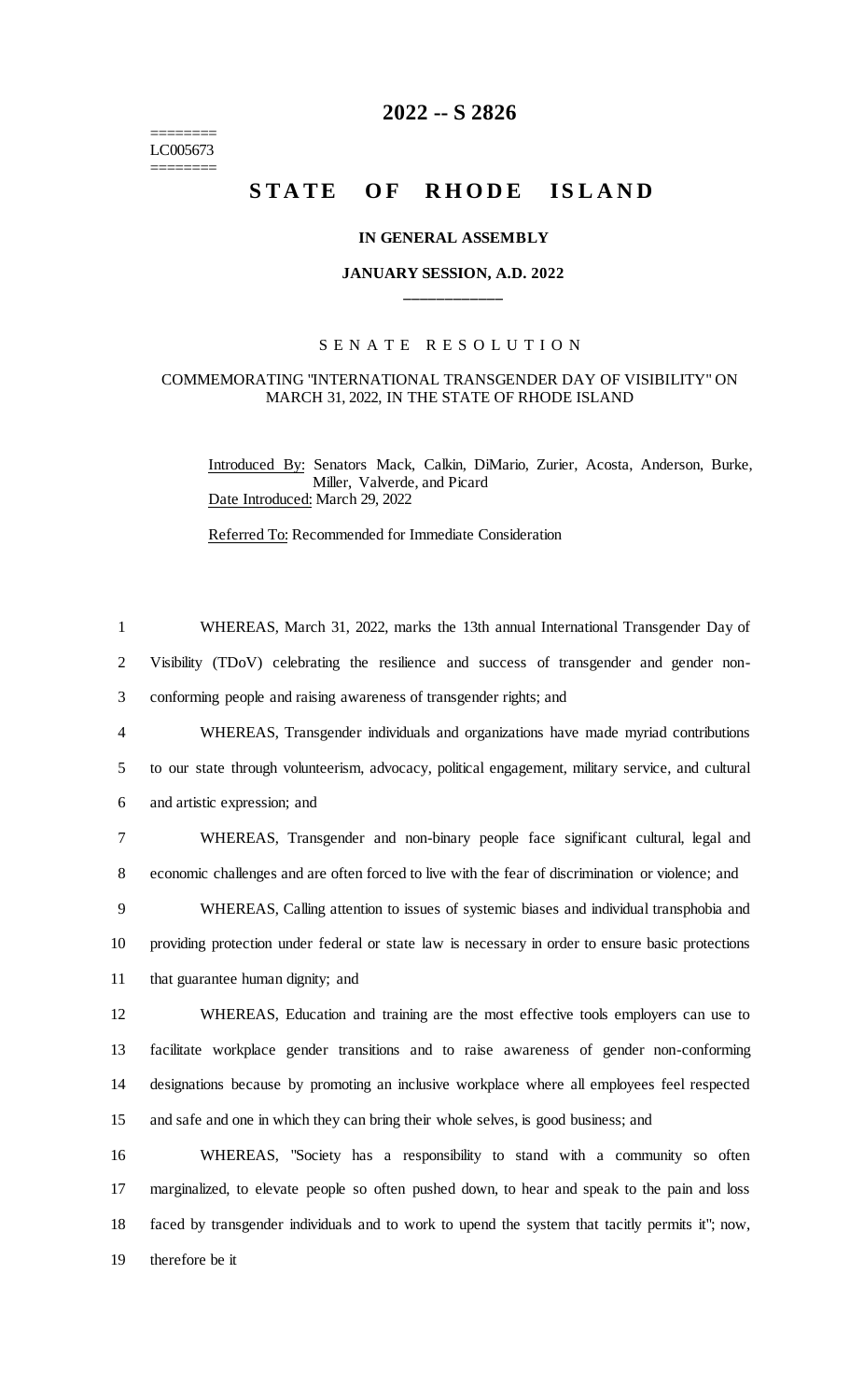# 2022 -- S 2826

========
LC005673
========

# STATE OF RHODE ISLAND

### IN GENERAL ASSEMBLY

### JANUARY SESSION, A.D. 2022

____________

## SENATE RESOLUTION

### COMMEMORATING "INTERNATIONAL TRANSGENDER DAY OF VISIBILITY" ON MARCH 31, 2022, IN THE STATE OF RHODE ISLAND

Introduced By: Senators Mack, Calkin, DiMario, Zurier, Acosta, Anderson, Burke, Miller, Valverde, and Picard

Date Introduced: March 29, 2022

Referred To: Recommended for Immediate Consideration

WHEREAS, March 31, 2022, marks the 13th annual International Transgender Day of Visibility (TDoV) celebrating the resilience and success of transgender and gender non-conforming people and raising awareness of transgender rights; and

WHEREAS, Transgender individuals and organizations have made myriad contributions to our state through volunteerism, advocacy, political engagement, military service, and cultural and artistic expression; and

WHEREAS, Transgender and non-binary people face significant cultural, legal and economic challenges and are often forced to live with the fear of discrimination or violence; and

WHEREAS, Calling attention to issues of systemic biases and individual transphobia and providing protection under federal or state law is necessary in order to ensure basic protections that guarantee human dignity; and

WHEREAS, Education and training are the most effective tools employers can use to facilitate workplace gender transitions and to raise awareness of gender non-conforming designations because by promoting an inclusive workplace where all employees feel respected and safe and one in which they can bring their whole selves, is good business; and

WHEREAS, "Society has a responsibility to stand with a community so often marginalized, to elevate people so often pushed down, to hear and speak to the pain and loss faced by transgender individuals and to work to upend the system that tacitly permits it"; now, therefore be it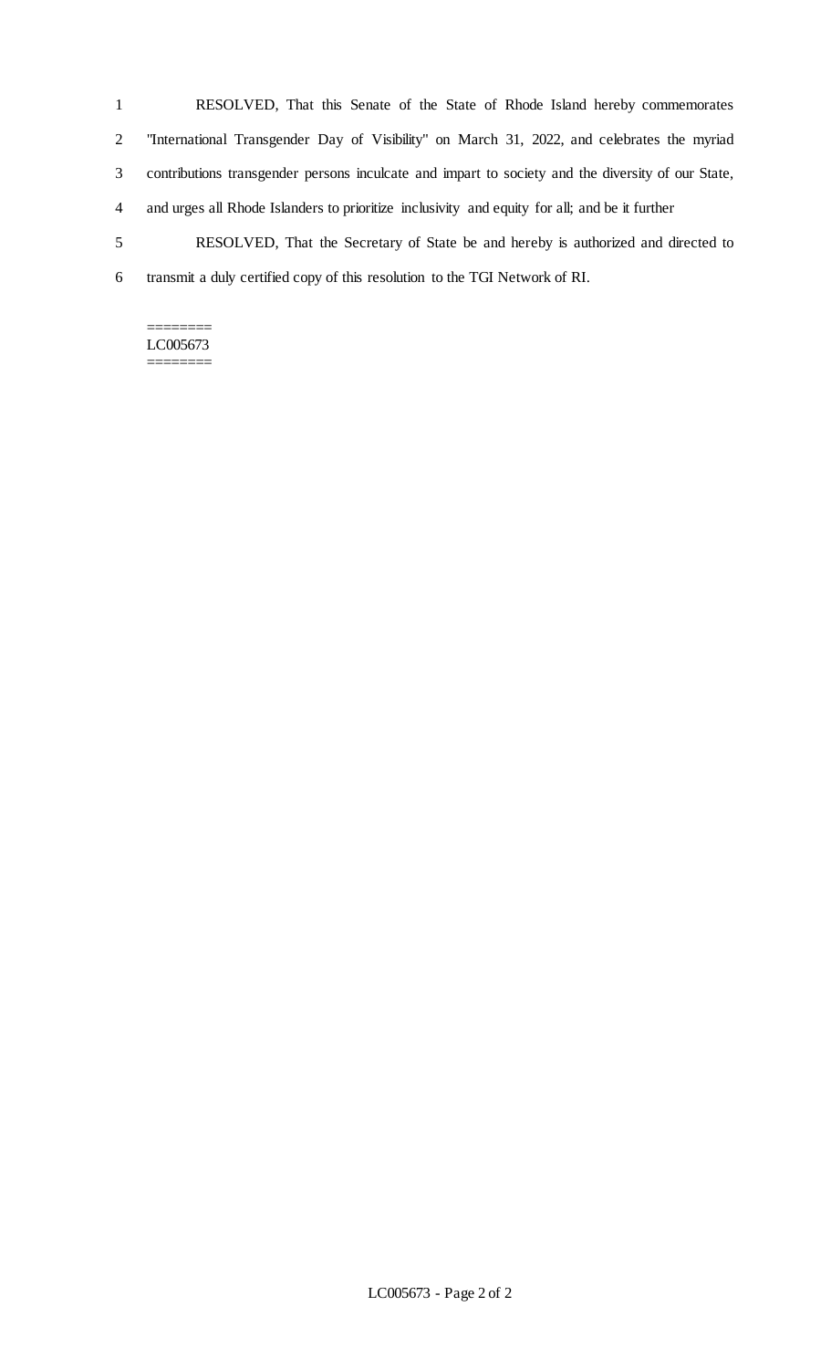RESOLVED, That this Senate of the State of Rhode Island hereby commemorates "International Transgender Day of Visibility" on March 31, 2022, and celebrates the myriad contributions transgender persons inculcate and impart to society and the diversity of our State, and urges all Rhode Islanders to prioritize inclusivity and equity for all; and be it further

RESOLVED, That the Secretary of State be and hereby is authorized and directed to transmit a duly certified copy of this resolution to the TGI Network of RI.

========
LC005673
========